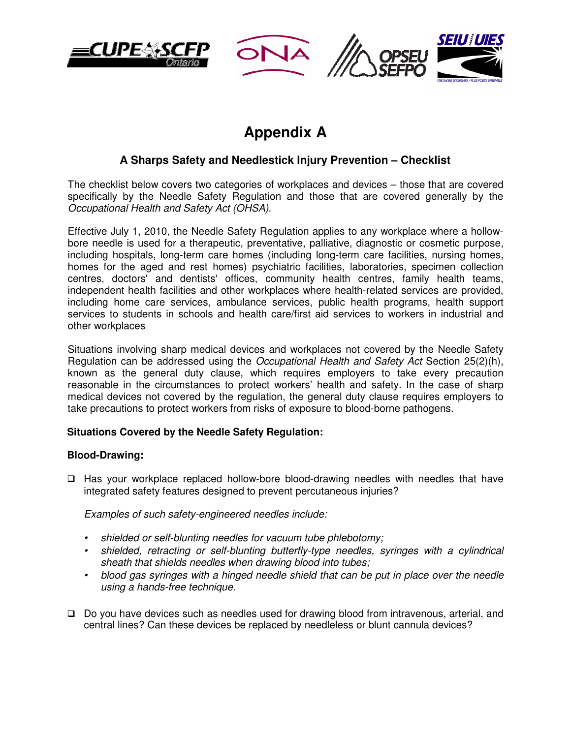# Appendix A

## A Sharps Safety and Needlestick Injury Prevention – Checklist

The checklist below covers two categories of workplaces and devices – those that are covered specifically by the Needle Safety Regulation and those that are covered generally by the *Occupational Health and Safety Act (OHSA).*

Effective July 1, 2010, the Needle Safety Regulation applies to any workplace where a hollow-bore needle is used for a therapeutic, preventative, palliative, diagnostic or cosmetic purpose, including hospitals, long-term care homes (including long-term care facilities, nursing homes, homes for the aged and rest homes) psychiatric facilities, laboratories, specimen collection centres, doctors' and dentists' offices, community health centres, family health teams, independent health facilities and other workplaces where health-related services are provided, including home care services, ambulance services, public health programs, health support services to students in schools and health care/first aid services to workers in industrial and other workplaces

Situations involving sharp medical devices and workplaces not covered by the Needle Safety Regulation can be addressed using the *Occupational Health and Safety Act* Section 25(2)(h), known as the general duty clause, which requires employers to take every precaution reasonable in the circumstances to protect workers' health and safety. In the case of sharp medical devices not covered by the regulation, the general duty clause requires employers to take precautions to protect workers from risks of exposure to blood-borne pathogens.

**Situations Covered by the Needle Safety Regulation:**

**Blood-Drawing:**

- ❑ Has your workplace replaced hollow-bore blood-drawing needles with needles that have integrated safety features designed to prevent percutaneous injuries?

  *Examples of such safety-engineered needles include:*

  - *shielded or self-blunting needles for vacuum tube phlebotomy;*
  - *shielded, retracting or self-blunting butterfly-type needles, syringes with a cylindrical sheath that shields needles when drawing blood into tubes;*
  - *blood gas syringes with a hinged needle shield that can be put in place over the needle using a hands-free technique.*

- ❑ Do you have devices such as needles used for drawing blood from intravenous, arterial, and central lines? Can these devices be replaced by needleless or blunt cannula devices?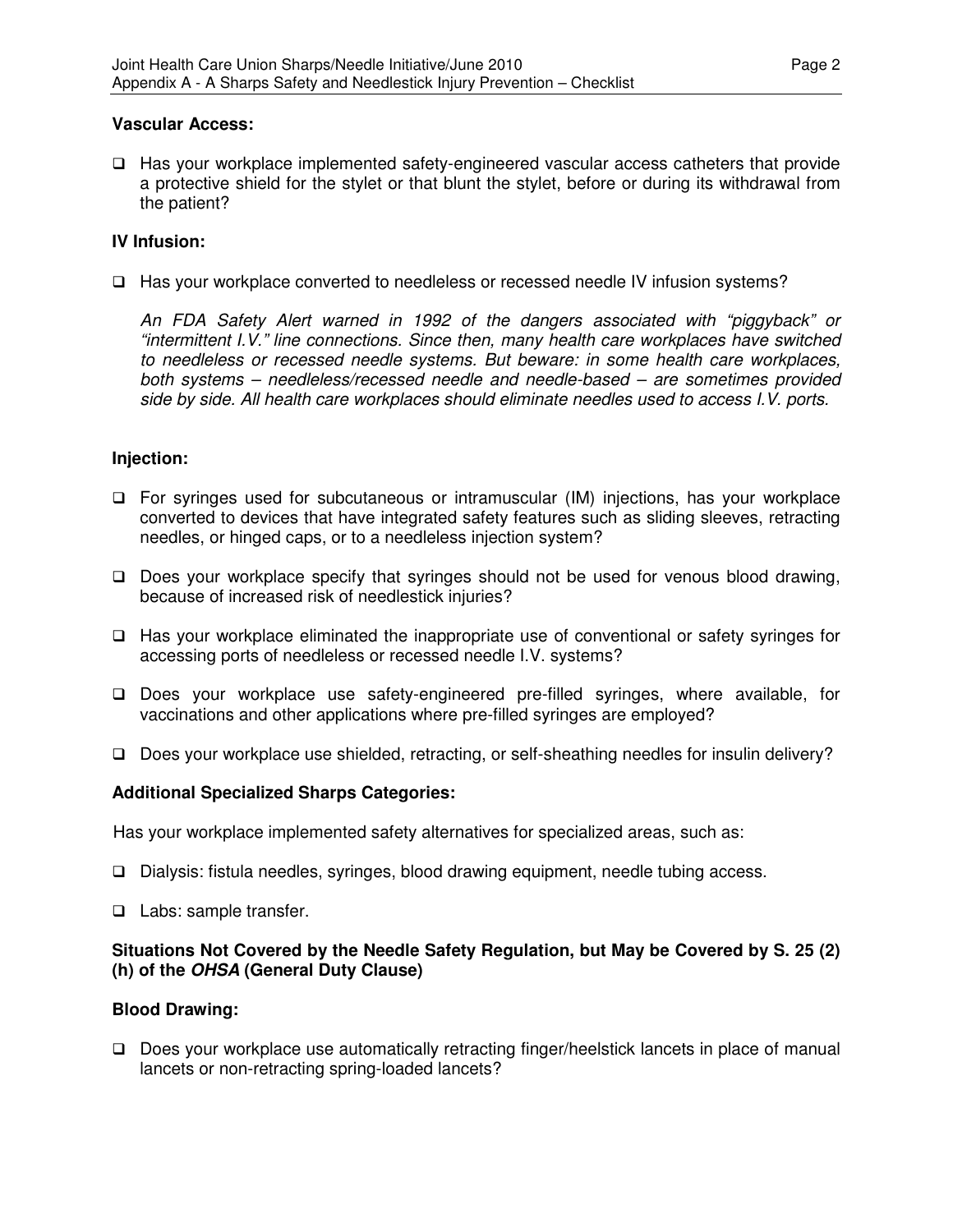**Vascular Access:**

- ❑ Has your workplace implemented safety-engineered vascular access catheters that provide a protective shield for the stylet or that blunt the stylet, before or during its withdrawal from the patient?

**IV Infusion:**

- ❑ Has your workplace converted to needleless or recessed needle IV infusion systems?

  *An FDA Safety Alert warned in 1992 of the dangers associated with "piggyback" or "intermittent I.V." line connections. Since then, many health care workplaces have switched to needleless or recessed needle systems. But beware: in some health care workplaces, both systems – needleless/recessed needle and needle-based – are sometimes provided side by side. All health care workplaces should eliminate needles used to access I.V. ports.*

**Injection:**

- ❑ For syringes used for subcutaneous or intramuscular (IM) injections, has your workplace converted to devices that have integrated safety features such as sliding sleeves, retracting needles, or hinged caps, or to a needleless injection system?
- ❑ Does your workplace specify that syringes should not be used for venous blood drawing, because of increased risk of needlestick injuries?
- ❑ Has your workplace eliminated the inappropriate use of conventional or safety syringes for accessing ports of needleless or recessed needle I.V. systems?
- ❑ Does your workplace use safety-engineered pre-filled syringes, where available, for vaccinations and other applications where pre-filled syringes are employed?
- ❑ Does your workplace use shielded, retracting, or self-sheathing needles for insulin delivery?

**Additional Specialized Sharps Categories:**

Has your workplace implemented safety alternatives for specialized areas, such as:

- ❑ Dialysis: fistula needles, syringes, blood drawing equipment, needle tubing access.
- ❑ Labs: sample transfer.

**Situations Not Covered by the Needle Safety Regulation, but May be Covered by S. 25 (2) (h) of the *OHSA* (General Duty Clause)**

**Blood Drawing:**

- ❑ Does your workplace use automatically retracting finger/heelstick lancets in place of manual lancets or non-retracting spring-loaded lancets?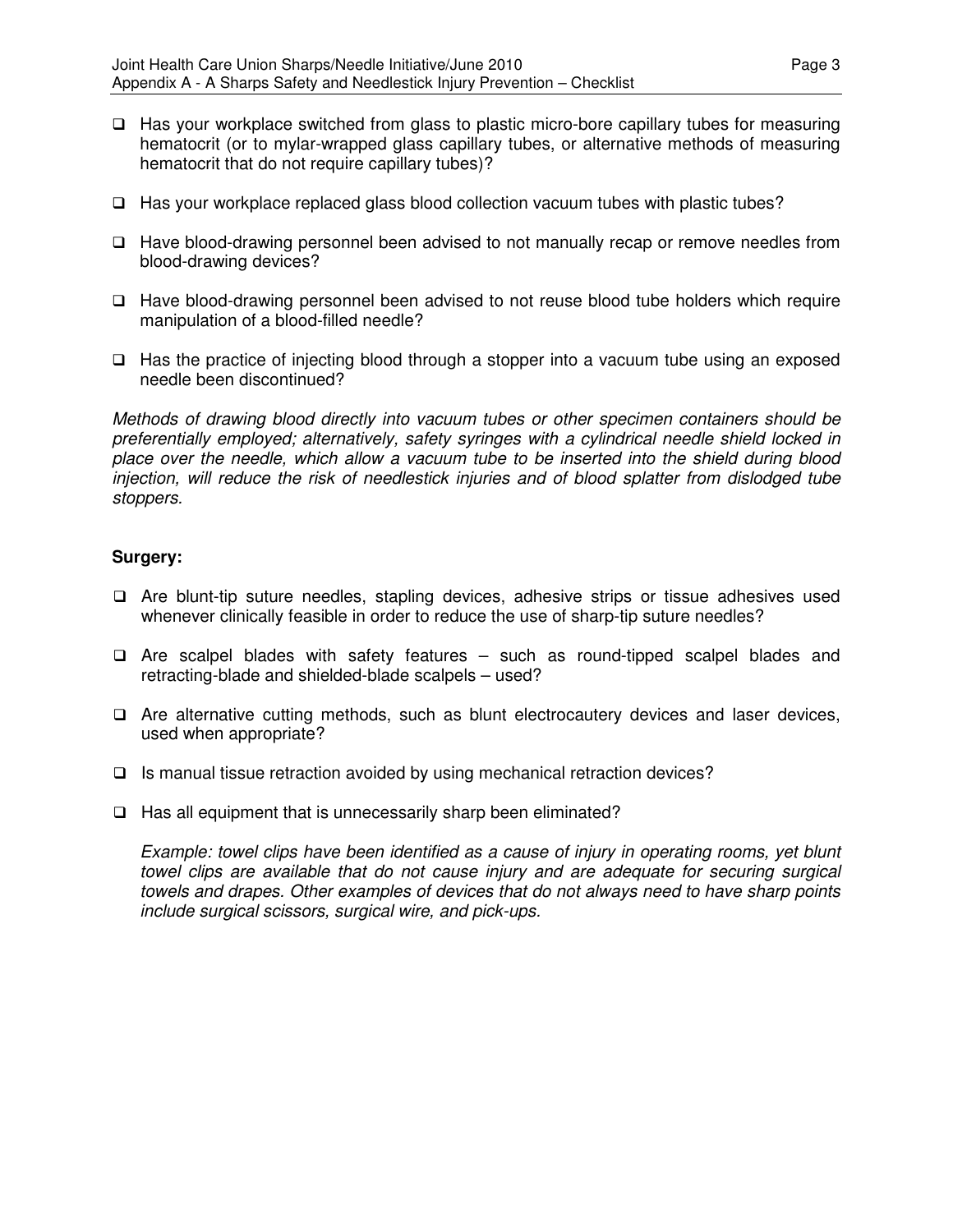- ❑ Has your workplace switched from glass to plastic micro-bore capillary tubes for measuring hematocrit (or to mylar-wrapped glass capillary tubes, or alternative methods of measuring hematocrit that do not require capillary tubes)?

- ❑ Has your workplace replaced glass blood collection vacuum tubes with plastic tubes?

- ❑ Have blood-drawing personnel been advised to not manually recap or remove needles from blood-drawing devices?

- ❑ Have blood-drawing personnel been advised to not reuse blood tube holders which require manipulation of a blood-filled needle?

- ❑ Has the practice of injecting blood through a stopper into a vacuum tube using an exposed needle been discontinued?

*Methods of drawing blood directly into vacuum tubes or other specimen containers should be preferentially employed; alternatively, safety syringes with a cylindrical needle shield locked in place over the needle, which allow a vacuum tube to be inserted into the shield during blood injection, will reduce the risk of needlestick injuries and of blood splatter from dislodged tube stoppers.*

**Surgery:**

- ❑ Are blunt-tip suture needles, stapling devices, adhesive strips or tissue adhesives used whenever clinically feasible in order to reduce the use of sharp-tip suture needles?

- ❑ Are scalpel blades with safety features – such as round-tipped scalpel blades and retracting-blade and shielded-blade scalpels – used?

- ❑ Are alternative cutting methods, such as blunt electrocautery devices and laser devices, used when appropriate?

- ❑ Is manual tissue retraction avoided by using mechanical retraction devices?

- ❑ Has all equipment that is unnecessarily sharp been eliminated?

  *Example: towel clips have been identified as a cause of injury in operating rooms, yet blunt towel clips are available that do not cause injury and are adequate for securing surgical towels and drapes. Other examples of devices that do not always need to have sharp points include surgical scissors, surgical wire, and pick-ups.*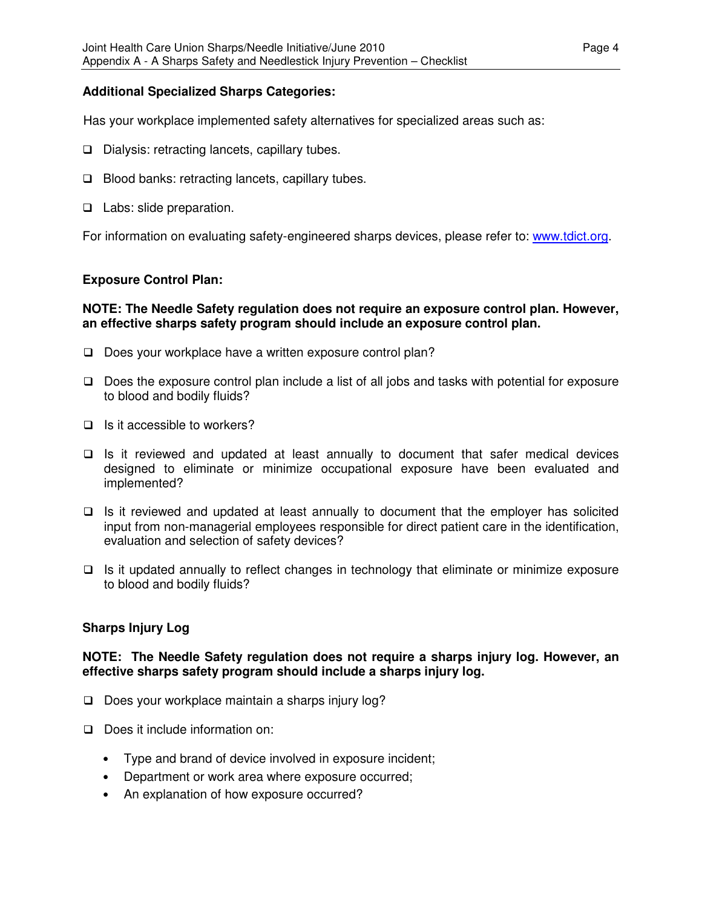**Additional Specialized Sharps Categories:**

Has your workplace implemented safety alternatives for specialized areas such as:

- ☐ Dialysis: retracting lancets, capillary tubes.
- ☐ Blood banks: retracting lancets, capillary tubes.
- ☐ Labs: slide preparation.

For information on evaluating safety-engineered sharps devices, please refer to: [www.tdict.org](http://www.tdict.org).

**Exposure Control Plan:**

**NOTE: The Needle Safety regulation does not require an exposure control plan. However, an effective sharps safety program should include an exposure control plan.**

- ☐ Does your workplace have a written exposure control plan?
- ☐ Does the exposure control plan include a list of all jobs and tasks with potential for exposure to blood and bodily fluids?
- ☐ Is it accessible to workers?
- ☐ Is it reviewed and updated at least annually to document that safer medical devices designed to eliminate or minimize occupational exposure have been evaluated and implemented?
- ☐ Is it reviewed and updated at least annually to document that the employer has solicited input from non-managerial employees responsible for direct patient care in the identification, evaluation and selection of safety devices?
- ☐ Is it updated annually to reflect changes in technology that eliminate or minimize exposure to blood and bodily fluids?

**Sharps Injury Log**

**NOTE: The Needle Safety regulation does not require a sharps injury log. However, an effective sharps safety program should include a sharps injury log.**

- ☐ Does your workplace maintain a sharps injury log?
- ☐ Does it include information on:
  - Type and brand of device involved in exposure incident;
  - Department or work area where exposure occurred;
  - An explanation of how exposure occurred?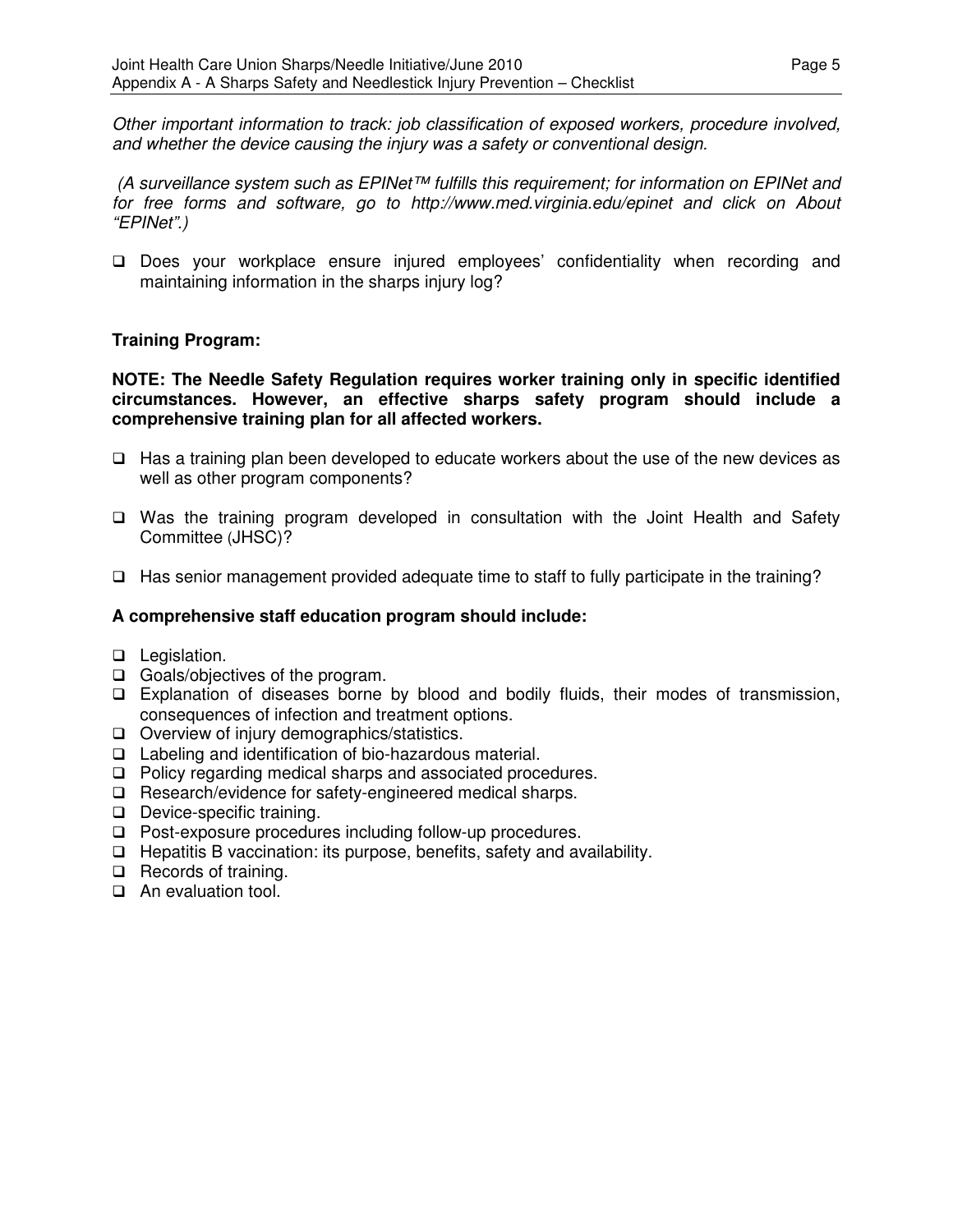*Other important information to track: job classification of exposed workers, procedure involved, and whether the device causing the injury was a safety or conventional design.*

*(A surveillance system such as EPINet™ fulfills this requirement; for information on EPINet and for free forms and software, go to http://www.med.virginia.edu/epinet and click on About “EPINet”.)*

- ❑ Does your workplace ensure injured employees’ confidentiality when recording and maintaining information in the sharps injury log?

**Training Program:**

**NOTE: The Needle Safety Regulation requires worker training only in specific identified circumstances. However, an effective sharps safety program should include a comprehensive training plan for all affected workers.**

- ❑ Has a training plan been developed to educate workers about the use of the new devices as well as other program components?
- ❑ Was the training program developed in consultation with the Joint Health and Safety Committee (JHSC)?
- ❑ Has senior management provided adequate time to staff to fully participate in the training?

**A comprehensive staff education program should include:**

- ❑ Legislation.
- ❑ Goals/objectives of the program.
- ❑ Explanation of diseases borne by blood and bodily fluids, their modes of transmission, consequences of infection and treatment options.
- ❑ Overview of injury demographics/statistics.
- ❑ Labeling and identification of bio-hazardous material.
- ❑ Policy regarding medical sharps and associated procedures.
- ❑ Research/evidence for safety-engineered medical sharps.
- ❑ Device-specific training.
- ❑ Post-exposure procedures including follow-up procedures.
- ❑ Hepatitis B vaccination: its purpose, benefits, safety and availability.
- ❑ Records of training.
- ❑ An evaluation tool.